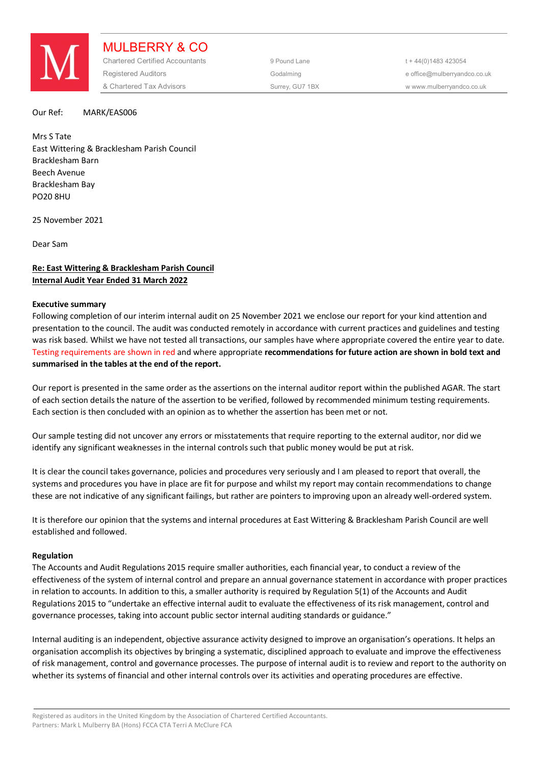# MULBERRY & CO

Chartered Certified Accountants
Registered Auditors
& Chartered Tax Advisors

9 Pound Lane
Godalming
Surrey, GU7 1BX

t + 44(0)1483 423054
e office@mulberryandco.co.uk
w www.mulberryandco.co.uk

Our Ref: MARK/EAS006

Mrs S Tate
East Wittering & Bracklesham Parish Council
Bracklesham Barn
Beech Avenue
Bracklesham Bay
PO20 8HU

25 November 2021

Dear Sam

**Re: East Wittering & Bracklesham Parish Council**
**Internal Audit Year Ended 31 March 2022**

**Executive summary**

Following completion of our interim internal audit on 25 November 2021 we enclose our report for your kind attention and presentation to the council. The audit was conducted remotely in accordance with current practices and guidelines and testing was risk based. Whilst we have not tested all transactions, our samples have where appropriate covered the entire year to date. Testing requirements are shown in red and where appropriate **recommendations for future action are shown in bold text and summarised in the tables at the end of the report.**

Our report is presented in the same order as the assertions on the internal auditor report within the published AGAR. The start of each section details the nature of the assertion to be verified, followed by recommended minimum testing requirements. Each section is then concluded with an opinion as to whether the assertion has been met or not.

Our sample testing did not uncover any errors or misstatements that require reporting to the external auditor, nor did we identify any significant weaknesses in the internal controls such that public money would be put at risk.

It is clear the council takes governance, policies and procedures very seriously and I am pleased to report that overall, the systems and procedures you have in place are fit for purpose and whilst my report may contain recommendations to change these are not indicative of any significant failings, but rather are pointers to improving upon an already well-ordered system.

It is therefore our opinion that the systems and internal procedures at East Wittering & Bracklesham Parish Council are well established and followed.

**Regulation**

The Accounts and Audit Regulations 2015 require smaller authorities, each financial year, to conduct a review of the effectiveness of the system of internal control and prepare an annual governance statement in accordance with proper practices in relation to accounts. In addition to this, a smaller authority is required by Regulation 5(1) of the Accounts and Audit Regulations 2015 to "undertake an effective internal audit to evaluate the effectiveness of its risk management, control and governance processes, taking into account public sector internal auditing standards or guidance."

Internal auditing is an independent, objective assurance activity designed to improve an organisation's operations. It helps an organisation accomplish its objectives by bringing a systematic, disciplined approach to evaluate and improve the effectiveness of risk management, control and governance processes. The purpose of internal audit is to review and report to the authority on whether its systems of financial and other internal controls over its activities and operating procedures are effective.

Registered as auditors in the United Kingdom by the Association of Chartered Certified Accountants.
Partners: Mark L Mulberry BA (Hons) FCCA CTA Terri A McClure FCA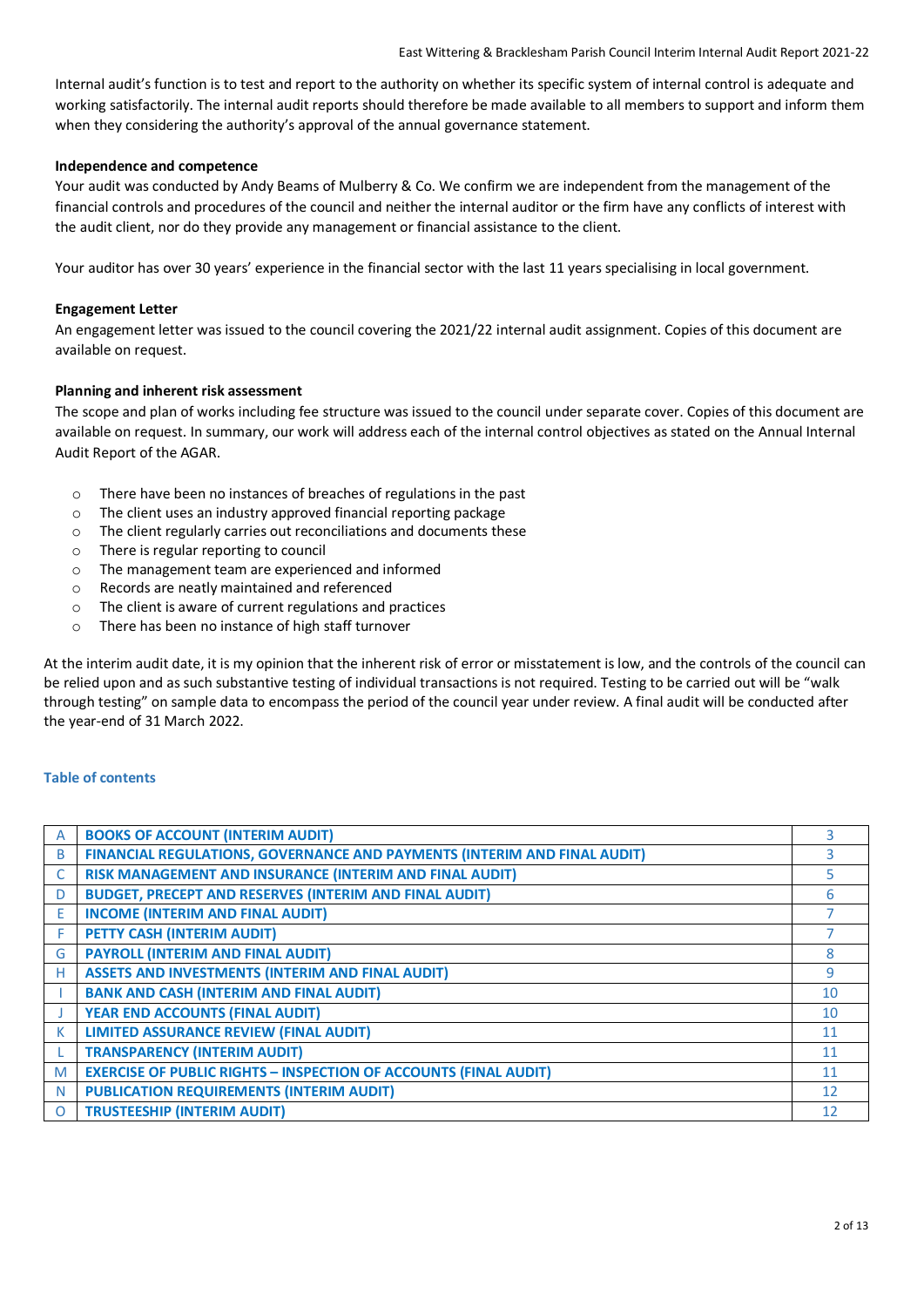Internal audit's function is to test and report to the authority on whether its specific system of internal control is adequate and working satisfactorily. The internal audit reports should therefore be made available to all members to support and inform them when they considering the authority's approval of the annual governance statement.

**Independence and competence**

Your audit was conducted by Andy Beams of Mulberry & Co. We confirm we are independent from the management of the financial controls and procedures of the council and neither the internal auditor or the firm have any conflicts of interest with the audit client, nor do they provide any management or financial assistance to the client.

Your auditor has over 30 years' experience in the financial sector with the last 11 years specialising in local government.

**Engagement Letter**

An engagement letter was issued to the council covering the 2021/22 internal audit assignment. Copies of this document are available on request.

**Planning and inherent risk assessment**

The scope and plan of works including fee structure was issued to the council under separate cover. Copies of this document are available on request. In summary, our work will address each of the internal control objectives as stated on the Annual Internal Audit Report of the AGAR.

- There have been no instances of breaches of regulations in the past
- The client uses an industry approved financial reporting package
- The client regularly carries out reconciliations and documents these
- There is regular reporting to council
- The management team are experienced and informed
- Records are neatly maintained and referenced
- The client is aware of current regulations and practices
- There has been no instance of high staff turnover

At the interim audit date, it is my opinion that the inherent risk of error or misstatement is low, and the controls of the council can be relied upon and as such substantive testing of individual transactions is not required. Testing to be carried out will be "walk through testing" on sample data to encompass the period of the council year under review. A final audit will be conducted after the year-end of 31 March 2022.

### Table of contents

| | | |
|---|---|---|
| A | **BOOKS OF ACCOUNT (INTERIM AUDIT)** | 3 |
| B | **FINANCIAL REGULATIONS, GOVERNANCE AND PAYMENTS (INTERIM AND FINAL AUDIT)** | 3 |
| C | **RISK MANAGEMENT AND INSURANCE (INTERIM AND FINAL AUDIT)** | 5 |
| D | **BUDGET, PRECEPT AND RESERVES (INTERIM AND FINAL AUDIT)** | 6 |
| E | **INCOME (INTERIM AND FINAL AUDIT)** | 7 |
| F | **PETTY CASH (INTERIM AUDIT)** | 7 |
| G | **PAYROLL (INTERIM AND FINAL AUDIT)** | 8 |
| H | **ASSETS AND INVESTMENTS (INTERIM AND FINAL AUDIT)** | 9 |
| I | **BANK AND CASH (INTERIM AND FINAL AUDIT)** | 10 |
| J | **YEAR END ACCOUNTS (FINAL AUDIT)** | 10 |
| K | **LIMITED ASSURANCE REVIEW (FINAL AUDIT)** | 11 |
| L | **TRANSPARENCY (INTERIM AUDIT)** | 11 |
| M | **EXERCISE OF PUBLIC RIGHTS – INSPECTION OF ACCOUNTS (FINAL AUDIT)** | 11 |
| N | **PUBLICATION REQUIREMENTS (INTERIM AUDIT)** | 12 |
| O | **TRUSTEESHIP (INTERIM AUDIT)** | 12 |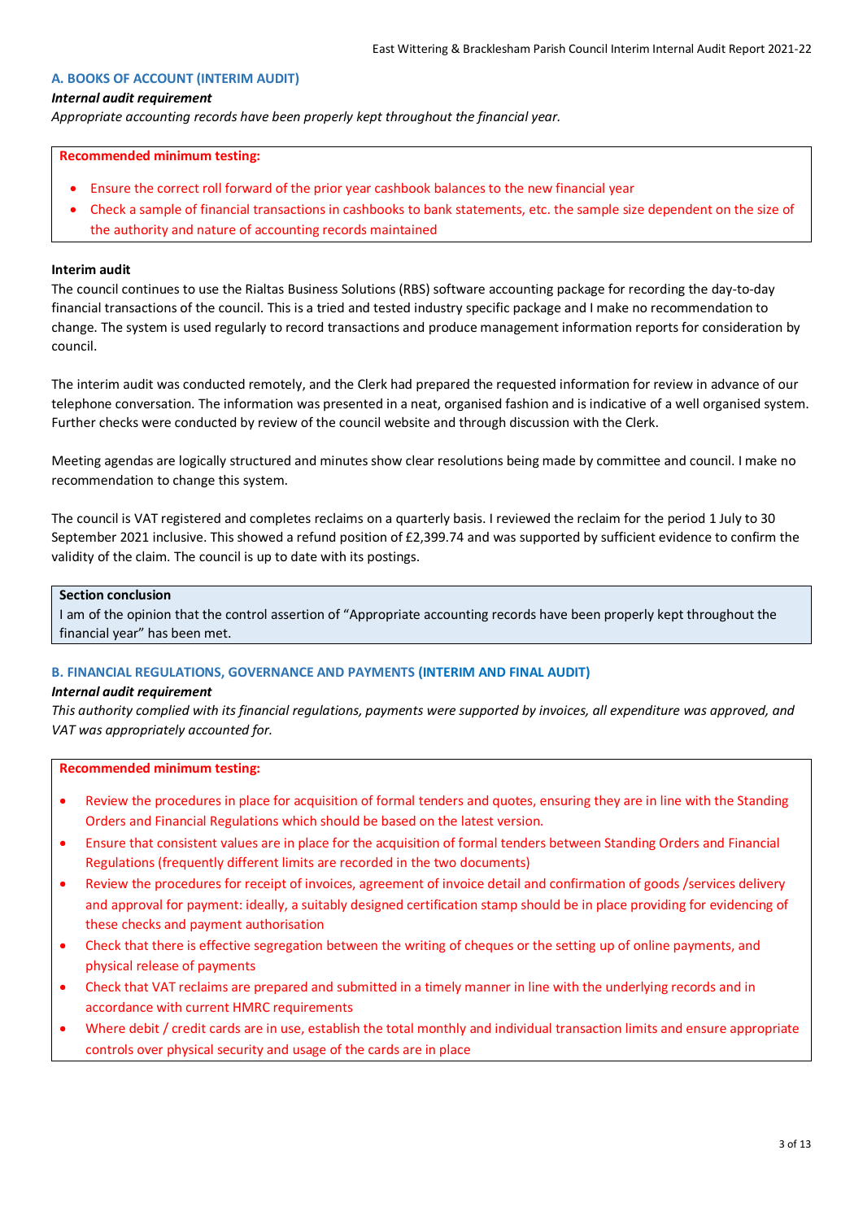## A. BOOKS OF ACCOUNT (INTERIM AUDIT)

***Internal audit requirement***

*Appropriate accounting records have been properly kept throughout the financial year.*

**Recommended minimum testing:**

- Ensure the correct roll forward of the prior year cashbook balances to the new financial year
- Check a sample of financial transactions in cashbooks to bank statements, etc. the sample size dependent on the size of the authority and nature of accounting records maintained

**Interim audit**

The council continues to use the Rialtas Business Solutions (RBS) software accounting package for recording the day-to-day financial transactions of the council. This is a tried and tested industry specific package and I make no recommendation to change. The system is used regularly to record transactions and produce management information reports for consideration by council.

The interim audit was conducted remotely, and the Clerk had prepared the requested information for review in advance of our telephone conversation. The information was presented in a neat, organised fashion and is indicative of a well organised system. Further checks were conducted by review of the council website and through discussion with the Clerk.

Meeting agendas are logically structured and minutes show clear resolutions being made by committee and council. I make no recommendation to change this system.

The council is VAT registered and completes reclaims on a quarterly basis. I reviewed the reclaim for the period 1 July to 30 September 2021 inclusive. This showed a refund position of £2,399.74 and was supported by sufficient evidence to confirm the validity of the claim. The council is up to date with its postings.

**Section conclusion**

I am of the opinion that the control assertion of "Appropriate accounting records have been properly kept throughout the financial year" has been met.

## B. FINANCIAL REGULATIONS, GOVERNANCE AND PAYMENTS (INTERIM AND FINAL AUDIT)

***Internal audit requirement***

*This authority complied with its financial regulations, payments were supported by invoices, all expenditure was approved, and VAT was appropriately accounted for.*

**Recommended minimum testing:**

- Review the procedures in place for acquisition of formal tenders and quotes, ensuring they are in line with the Standing Orders and Financial Regulations which should be based on the latest version.
- Ensure that consistent values are in place for the acquisition of formal tenders between Standing Orders and Financial Regulations (frequently different limits are recorded in the two documents)
- Review the procedures for receipt of invoices, agreement of invoice detail and confirmation of goods /services delivery and approval for payment: ideally, a suitably designed certification stamp should be in place providing for evidencing of these checks and payment authorisation
- Check that there is effective segregation between the writing of cheques or the setting up of online payments, and physical release of payments
- Check that VAT reclaims are prepared and submitted in a timely manner in line with the underlying records and in accordance with current HMRC requirements
- Where debit / credit cards are in use, establish the total monthly and individual transaction limits and ensure appropriate controls over physical security and usage of the cards are in place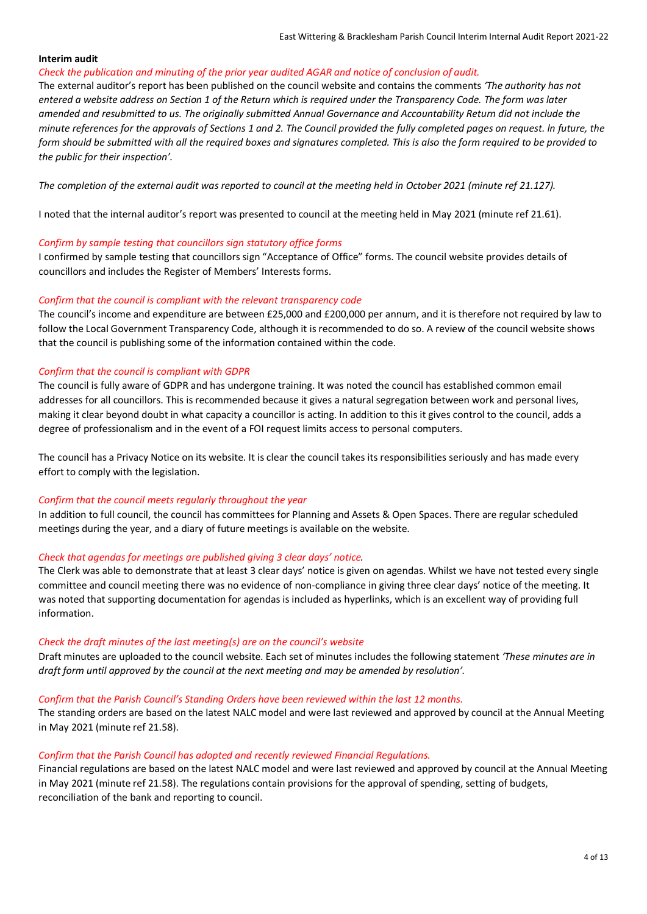**Interim audit**

*Check the publication and minuting of the prior year audited AGAR and notice of conclusion of audit.*

The external auditor's report has been published on the council website and contains the comments *'The authority has not entered a website address on Section 1 of the Return which is required under the Transparency Code. The form was later amended and resubmitted to us. The originally submitted Annual Governance and Accountability Return did not include the minute references for the approvals of Sections 1 and 2. The Council provided the fully completed pages on request. In future, the form should be submitted with all the required boxes and signatures completed. This is also the form required to be provided to the public for their inspection'.*

*The completion of the external audit was reported to council at the meeting held in October 2021 (minute ref 21.127).*

I noted that the internal auditor's report was presented to council at the meeting held in May 2021 (minute ref 21.61).

*Confirm by sample testing that councillors sign statutory office forms*

I confirmed by sample testing that councillors sign "Acceptance of Office" forms. The council website provides details of councillors and includes the Register of Members' Interests forms.

*Confirm that the council is compliant with the relevant transparency code*

The council's income and expenditure are between £25,000 and £200,000 per annum, and it is therefore not required by law to follow the Local Government Transparency Code, although it is recommended to do so. A review of the council website shows that the council is publishing some of the information contained within the code.

*Confirm that the council is compliant with GDPR*

The council is fully aware of GDPR and has undergone training. It was noted the council has established common email addresses for all councillors. This is recommended because it gives a natural segregation between work and personal lives, making it clear beyond doubt in what capacity a councillor is acting. In addition to this it gives control to the council, adds a degree of professionalism and in the event of a FOI request limits access to personal computers.

The council has a Privacy Notice on its website. It is clear the council takes its responsibilities seriously and has made every effort to comply with the legislation.

*Confirm that the council meets regularly throughout the year*

In addition to full council, the council has committees for Planning and Assets & Open Spaces. There are regular scheduled meetings during the year, and a diary of future meetings is available on the website.

*Check that agendas for meetings are published giving 3 clear days' notice.*

The Clerk was able to demonstrate that at least 3 clear days' notice is given on agendas. Whilst we have not tested every single committee and council meeting there was no evidence of non-compliance in giving three clear days' notice of the meeting. It was noted that supporting documentation for agendas is included as hyperlinks, which is an excellent way of providing full information.

*Check the draft minutes of the last meeting(s) are on the council's website*

Draft minutes are uploaded to the council website. Each set of minutes includes the following statement *'These minutes are in draft form until approved by the council at the next meeting and may be amended by resolution'.*

*Confirm that the Parish Council's Standing Orders have been reviewed within the last 12 months.*

The standing orders are based on the latest NALC model and were last reviewed and approved by council at the Annual Meeting in May 2021 (minute ref 21.58).

*Confirm that the Parish Council has adopted and recently reviewed Financial Regulations.*

Financial regulations are based on the latest NALC model and were last reviewed and approved by council at the Annual Meeting in May 2021 (minute ref 21.58). The regulations contain provisions for the approval of spending, setting of budgets, reconciliation of the bank and reporting to council.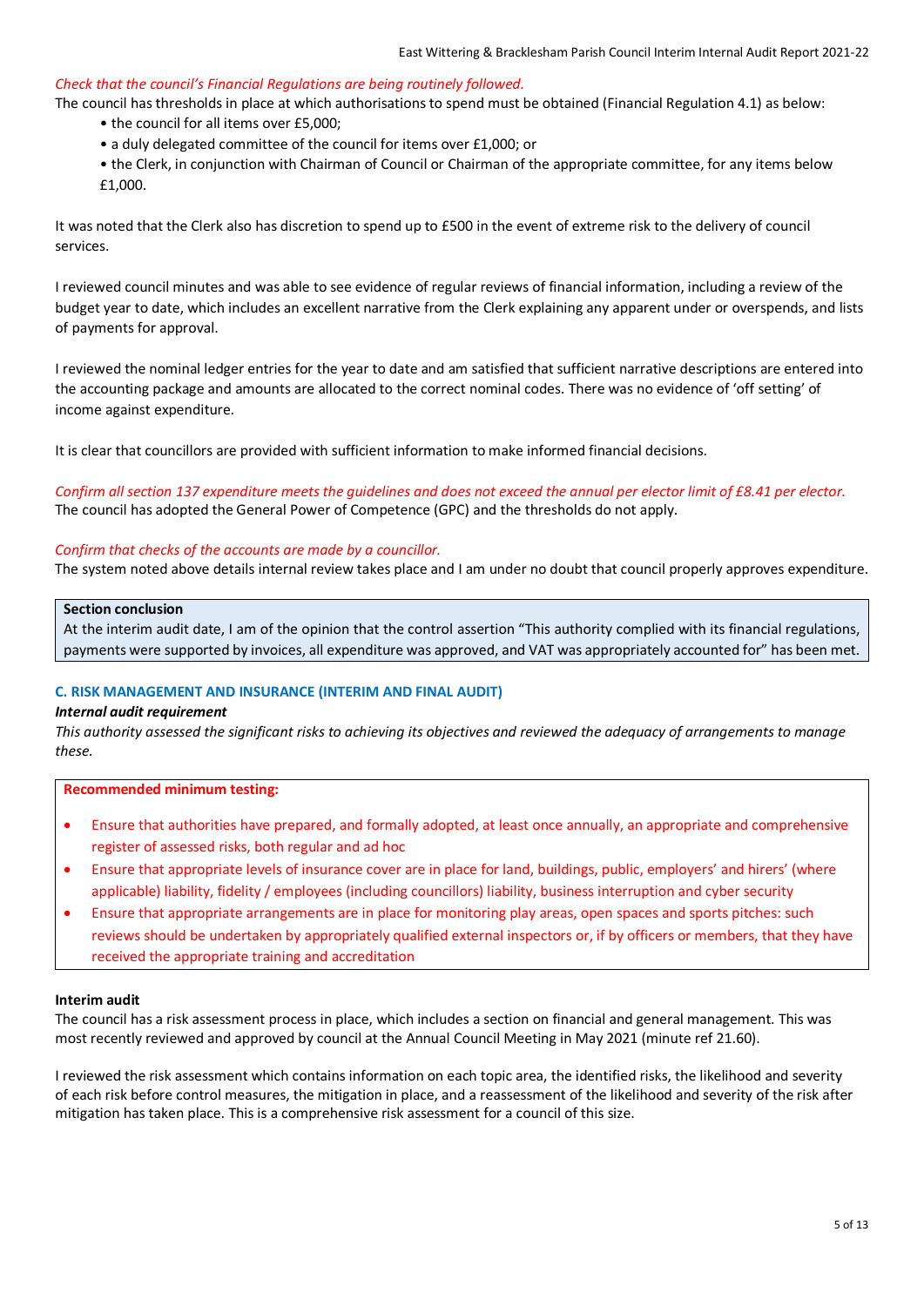*Check that the council's Financial Regulations are being routinely followed.*

The council has thresholds in place at which authorisations to spend must be obtained (Financial Regulation 4.1) as below:

- the council for all items over £5,000;
- a duly delegated committee of the council for items over £1,000; or
- the Clerk, in conjunction with Chairman of Council or Chairman of the appropriate committee, for any items below £1,000.

It was noted that the Clerk also has discretion to spend up to £500 in the event of extreme risk to the delivery of council services.

I reviewed council minutes and was able to see evidence of regular reviews of financial information, including a review of the budget year to date, which includes an excellent narrative from the Clerk explaining any apparent under or overspends, and lists of payments for approval.

I reviewed the nominal ledger entries for the year to date and am satisfied that sufficient narrative descriptions are entered into the accounting package and amounts are allocated to the correct nominal codes. There was no evidence of 'off setting' of income against expenditure.

It is clear that councillors are provided with sufficient information to make informed financial decisions.

*Confirm all section 137 expenditure meets the guidelines and does not exceed the annual per elector limit of £8.41 per elector.*

The council has adopted the General Power of Competence (GPC) and the thresholds do not apply.

*Confirm that checks of the accounts are made by a councillor.*

The system noted above details internal review takes place and I am under no doubt that council properly approves expenditure.

**Section conclusion**

At the interim audit date, I am of the opinion that the control assertion "This authority complied with its financial regulations, payments were supported by invoices, all expenditure was approved, and VAT was appropriately accounted for" has been met.

### C. RISK MANAGEMENT AND INSURANCE (INTERIM AND FINAL AUDIT)

***Internal audit requirement***

*This authority assessed the significant risks to achieving its objectives and reviewed the adequacy of arrangements to manage these.*

**Recommended minimum testing:**

- Ensure that authorities have prepared, and formally adopted, at least once annually, an appropriate and comprehensive register of assessed risks, both regular and ad hoc
- Ensure that appropriate levels of insurance cover are in place for land, buildings, public, employers' and hirers' (where applicable) liability, fidelity / employees (including councillors) liability, business interruption and cyber security
- Ensure that appropriate arrangements are in place for monitoring play areas, open spaces and sports pitches: such reviews should be undertaken by appropriately qualified external inspectors or, if by officers or members, that they have received the appropriate training and accreditation

**Interim audit**

The council has a risk assessment process in place, which includes a section on financial and general management. This was most recently reviewed and approved by council at the Annual Council Meeting in May 2021 (minute ref 21.60).

I reviewed the risk assessment which contains information on each topic area, the identified risks, the likelihood and severity of each risk before control measures, the mitigation in place, and a reassessment of the likelihood and severity of the risk after mitigation has taken place. This is a comprehensive risk assessment for a council of this size.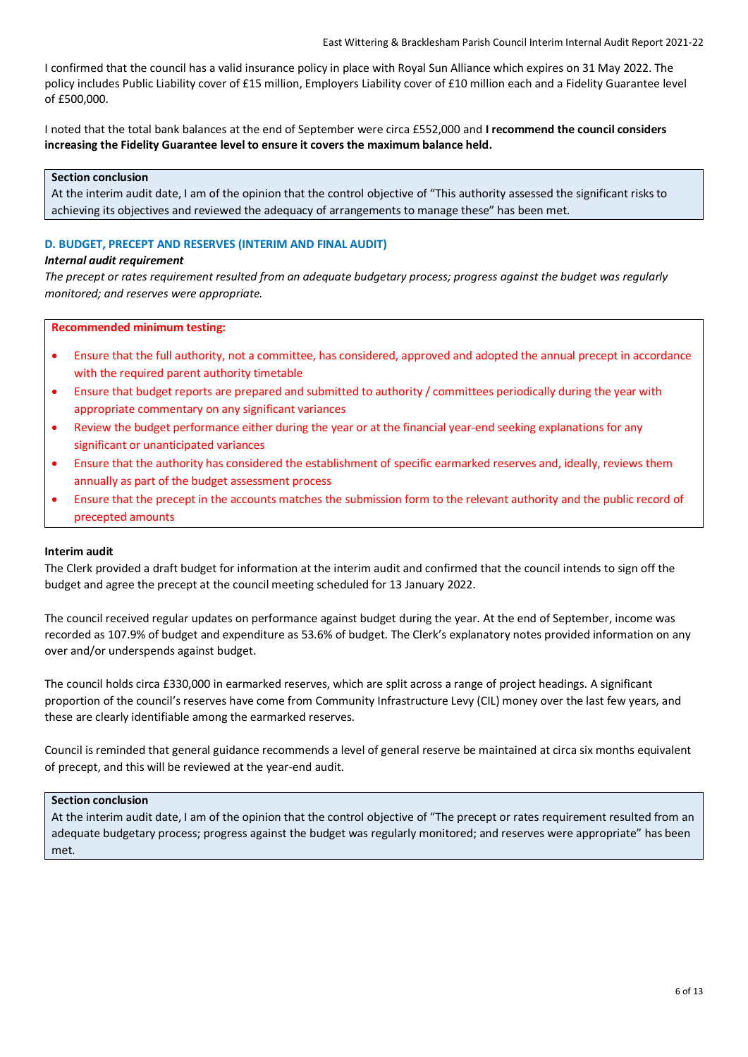I confirmed that the council has a valid insurance policy in place with Royal Sun Alliance which expires on 31 May 2022. The policy includes Public Liability cover of £15 million, Employers Liability cover of £10 million each and a Fidelity Guarantee level of £500,000.

I noted that the total bank balances at the end of September were circa £552,000 and **I recommend the council considers increasing the Fidelity Guarantee level to ensure it covers the maximum balance held.**

**Section conclusion**
At the interim audit date, I am of the opinion that the control objective of "This authority assessed the significant risks to achieving its objectives and reviewed the adequacy of arrangements to manage these" has been met.

### D. BUDGET, PRECEPT AND RESERVES (INTERIM AND FINAL AUDIT)

***Internal audit requirement***

*The precept or rates requirement resulted from an adequate budgetary process; progress against the budget was regularly monitored; and reserves were appropriate.*

**Recommended minimum testing:**

- Ensure that the full authority, not a committee, has considered, approved and adopted the annual precept in accordance with the required parent authority timetable
- Ensure that budget reports are prepared and submitted to authority / committees periodically during the year with appropriate commentary on any significant variances
- Review the budget performance either during the year or at the financial year-end seeking explanations for any significant or unanticipated variances
- Ensure that the authority has considered the establishment of specific earmarked reserves and, ideally, reviews them annually as part of the budget assessment process
- Ensure that the precept in the accounts matches the submission form to the relevant authority and the public record of precepted amounts

**Interim audit**

The Clerk provided a draft budget for information at the interim audit and confirmed that the council intends to sign off the budget and agree the precept at the council meeting scheduled for 13 January 2022.

The council received regular updates on performance against budget during the year. At the end of September, income was recorded as 107.9% of budget and expenditure as 53.6% of budget. The Clerk's explanatory notes provided information on any over and/or underspends against budget.

The council holds circa £330,000 in earmarked reserves, which are split across a range of project headings. A significant proportion of the council's reserves have come from Community Infrastructure Levy (CIL) money over the last few years, and these are clearly identifiable among the earmarked reserves.

Council is reminded that general guidance recommends a level of general reserve be maintained at circa six months equivalent of precept, and this will be reviewed at the year-end audit.

**Section conclusion**
At the interim audit date, I am of the opinion that the control objective of "The precept or rates requirement resulted from an adequate budgetary process; progress against the budget was regularly monitored; and reserves were appropriate" has been met.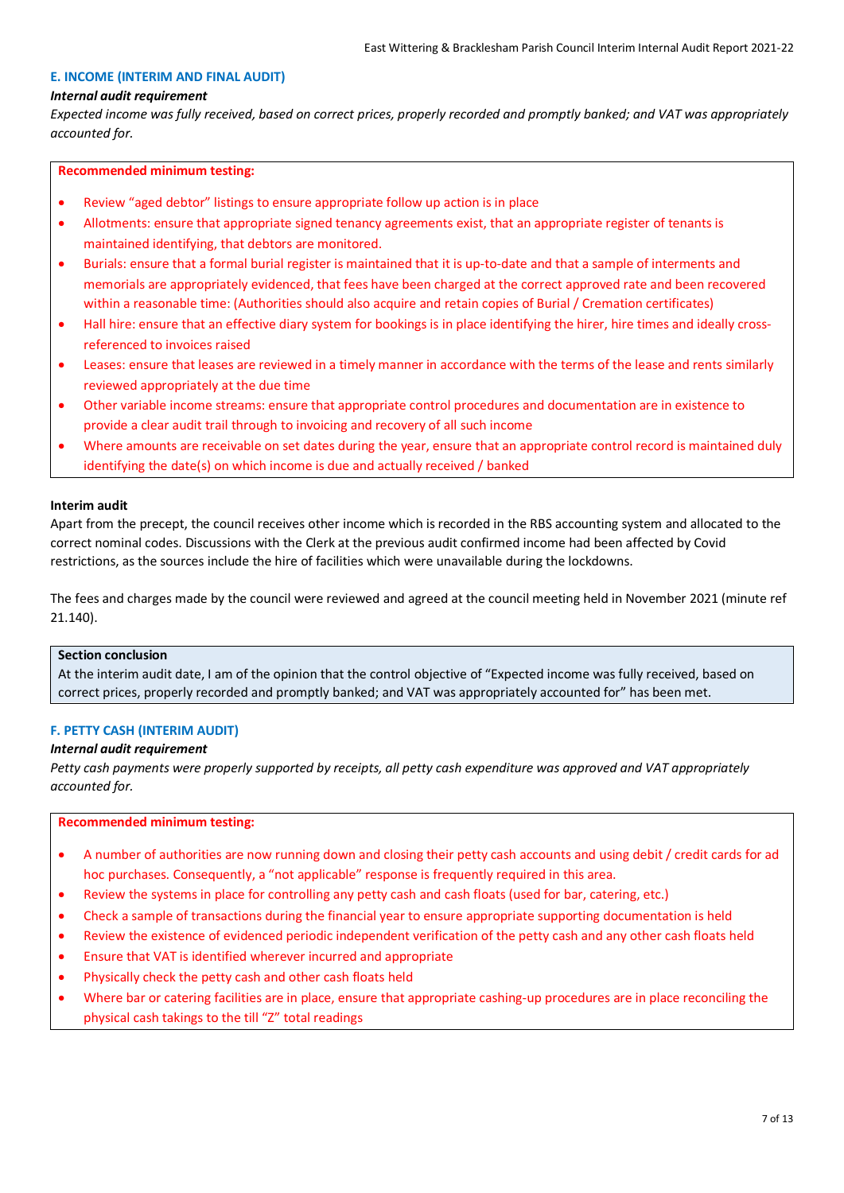## E. INCOME (INTERIM AND FINAL AUDIT)

***Internal audit requirement***

*Expected income was fully received, based on correct prices, properly recorded and promptly banked; and VAT was appropriately accounted for.*

**Recommended minimum testing:**

- Review "aged debtor" listings to ensure appropriate follow up action is in place
- Allotments: ensure that appropriate signed tenancy agreements exist, that an appropriate register of tenants is maintained identifying, that debtors are monitored.
- Burials: ensure that a formal burial register is maintained that it is up-to-date and that a sample of interments and memorials are appropriately evidenced, that fees have been charged at the correct approved rate and been recovered within a reasonable time: (Authorities should also acquire and retain copies of Burial / Cremation certificates)
- Hall hire: ensure that an effective diary system for bookings is in place identifying the hirer, hire times and ideally cross-referenced to invoices raised
- Leases: ensure that leases are reviewed in a timely manner in accordance with the terms of the lease and rents similarly reviewed appropriately at the due time
- Other variable income streams: ensure that appropriate control procedures and documentation are in existence to provide a clear audit trail through to invoicing and recovery of all such income
- Where amounts are receivable on set dates during the year, ensure that an appropriate control record is maintained duly identifying the date(s) on which income is due and actually received / banked

**Interim audit**

Apart from the precept, the council receives other income which is recorded in the RBS accounting system and allocated to the correct nominal codes. Discussions with the Clerk at the previous audit confirmed income had been affected by Covid restrictions, as the sources include the hire of facilities which were unavailable during the lockdowns.

The fees and charges made by the council were reviewed and agreed at the council meeting held in November 2021 (minute ref 21.140).

**Section conclusion**

At the interim audit date, I am of the opinion that the control objective of "Expected income was fully received, based on correct prices, properly recorded and promptly banked; and VAT was appropriately accounted for" has been met.

## F. PETTY CASH (INTERIM AUDIT)

***Internal audit requirement***

*Petty cash payments were properly supported by receipts, all petty cash expenditure was approved and VAT appropriately accounted for.*

**Recommended minimum testing:**

- A number of authorities are now running down and closing their petty cash accounts and using debit / credit cards for ad hoc purchases. Consequently, a "not applicable" response is frequently required in this area.
- Review the systems in place for controlling any petty cash and cash floats (used for bar, catering, etc.)
- Check a sample of transactions during the financial year to ensure appropriate supporting documentation is held
- Review the existence of evidenced periodic independent verification of the petty cash and any other cash floats held
- Ensure that VAT is identified wherever incurred and appropriate
- Physically check the petty cash and other cash floats held
- Where bar or catering facilities are in place, ensure that appropriate cashing-up procedures are in place reconciling the physical cash takings to the till "Z" total readings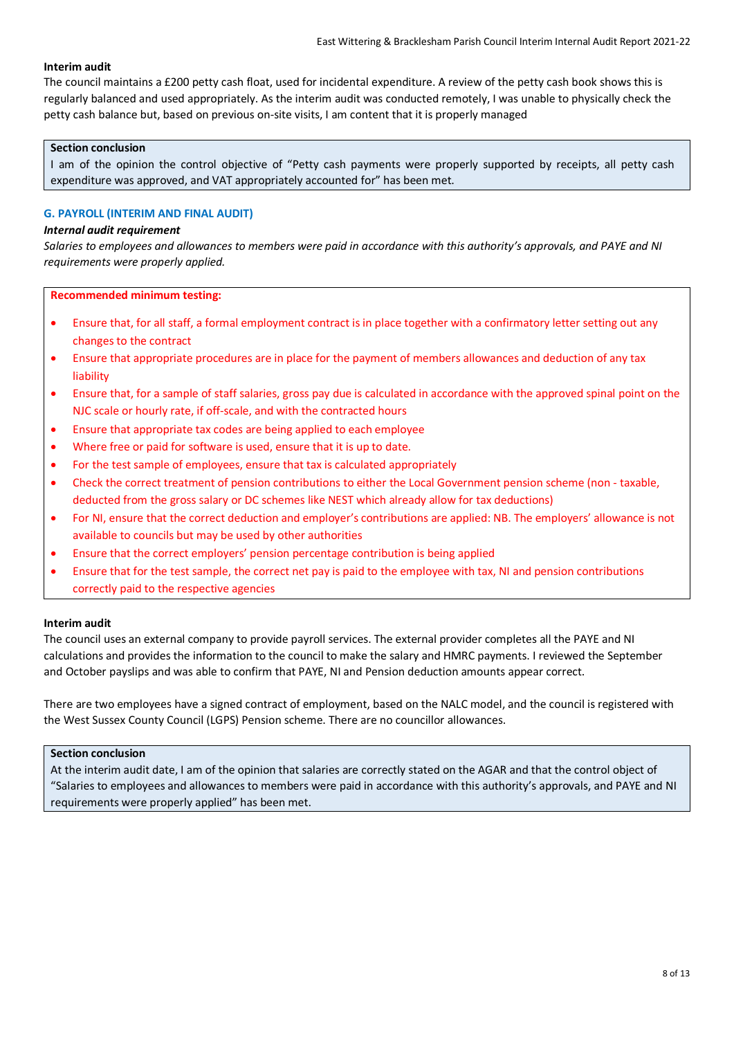**Interim audit**

The council maintains a £200 petty cash float, used for incidental expenditure. A review of the petty cash book shows this is regularly balanced and used appropriately. As the interim audit was conducted remotely, I was unable to physically check the petty cash balance but, based on previous on-site visits, I am content that it is properly managed

**Section conclusion**

I am of the opinion the control objective of "Petty cash payments were properly supported by receipts, all petty cash expenditure was approved, and VAT appropriately accounted for" has been met.

### G. PAYROLL (INTERIM AND FINAL AUDIT)

***Internal audit requirement***

*Salaries to employees and allowances to members were paid in accordance with this authority's approvals, and PAYE and NI requirements were properly applied.*

**Recommended minimum testing:**

- Ensure that, for all staff, a formal employment contract is in place together with a confirmatory letter setting out any changes to the contract
- Ensure that appropriate procedures are in place for the payment of members allowances and deduction of any tax liability
- Ensure that, for a sample of staff salaries, gross pay due is calculated in accordance with the approved spinal point on the NJC scale or hourly rate, if off-scale, and with the contracted hours
- Ensure that appropriate tax codes are being applied to each employee
- Where free or paid for software is used, ensure that it is up to date.
- For the test sample of employees, ensure that tax is calculated appropriately
- Check the correct treatment of pension contributions to either the Local Government pension scheme (non - taxable, deducted from the gross salary or DC schemes like NEST which already allow for tax deductions)
- For NI, ensure that the correct deduction and employer's contributions are applied: NB. The employers' allowance is not available to councils but may be used by other authorities
- Ensure that the correct employers' pension percentage contribution is being applied
- Ensure that for the test sample, the correct net pay is paid to the employee with tax, NI and pension contributions correctly paid to the respective agencies

**Interim audit**

The council uses an external company to provide payroll services. The external provider completes all the PAYE and NI calculations and provides the information to the council to make the salary and HMRC payments. I reviewed the September and October payslips and was able to confirm that PAYE, NI and Pension deduction amounts appear correct.

There are two employees have a signed contract of employment, based on the NALC model, and the council is registered with the West Sussex County Council (LGPS) Pension scheme. There are no councillor allowances.

**Section conclusion**

At the interim audit date, I am of the opinion that salaries are correctly stated on the AGAR and that the control object of "Salaries to employees and allowances to members were paid in accordance with this authority's approvals, and PAYE and NI requirements were properly applied" has been met.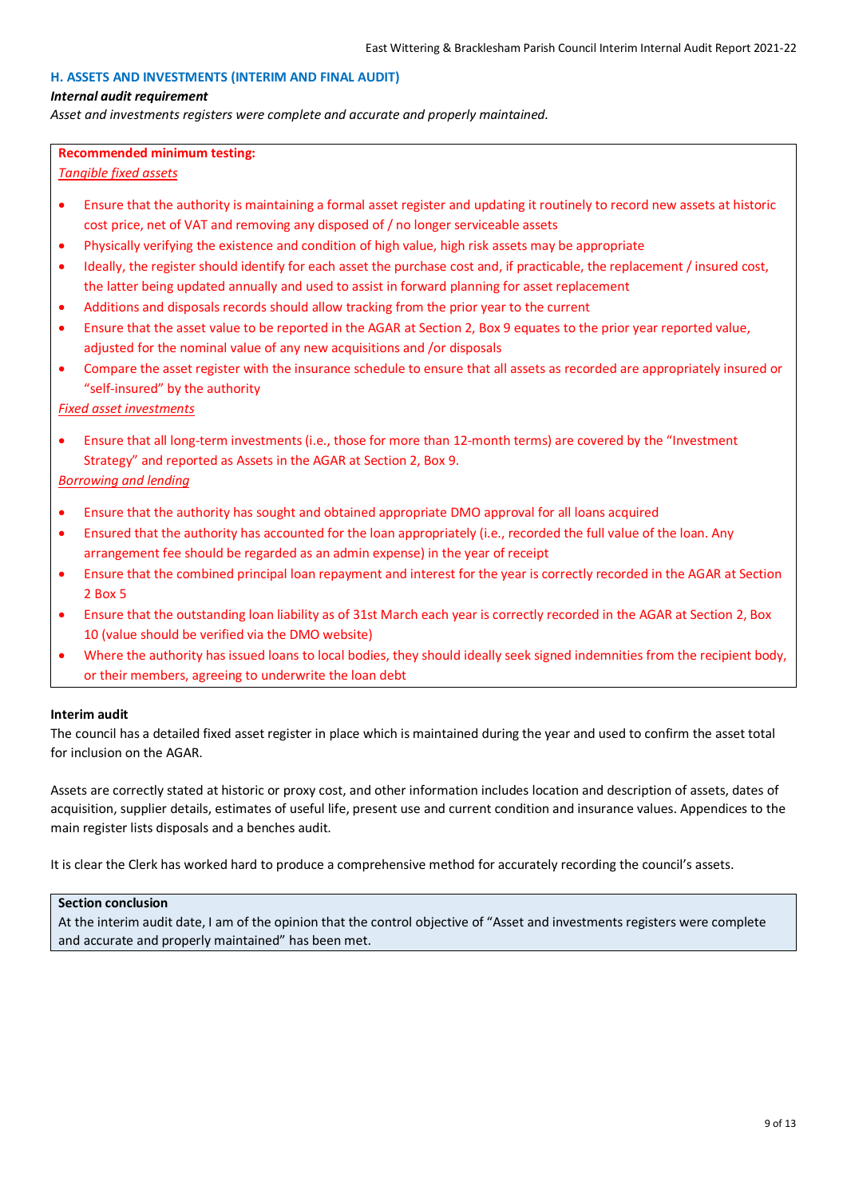### H. ASSETS AND INVESTMENTS (INTERIM AND FINAL AUDIT)

***Internal audit requirement***

*Asset and investments registers were complete and accurate and properly maintained.*

**Recommended minimum testing:**

*Tangible fixed assets*

- Ensure that the authority is maintaining a formal asset register and updating it routinely to record new assets at historic cost price, net of VAT and removing any disposed of / no longer serviceable assets
- Physically verifying the existence and condition of high value, high risk assets may be appropriate
- Ideally, the register should identify for each asset the purchase cost and, if practicable, the replacement / insured cost, the latter being updated annually and used to assist in forward planning for asset replacement
- Additions and disposals records should allow tracking from the prior year to the current
- Ensure that the asset value to be reported in the AGAR at Section 2, Box 9 equates to the prior year reported value, adjusted for the nominal value of any new acquisitions and /or disposals
- Compare the asset register with the insurance schedule to ensure that all assets as recorded are appropriately insured or "self-insured" by the authority

*Fixed asset investments*

- Ensure that all long-term investments (i.e., those for more than 12-month terms) are covered by the "Investment Strategy" and reported as Assets in the AGAR at Section 2, Box 9.

*Borrowing and lending*

- Ensure that the authority has sought and obtained appropriate DMO approval for all loans acquired
- Ensured that the authority has accounted for the loan appropriately (i.e., recorded the full value of the loan. Any arrangement fee should be regarded as an admin expense) in the year of receipt
- Ensure that the combined principal loan repayment and interest for the year is correctly recorded in the AGAR at Section 2 Box 5
- Ensure that the outstanding loan liability as of 31st March each year is correctly recorded in the AGAR at Section 2, Box 10 (value should be verified via the DMO website)
- Where the authority has issued loans to local bodies, they should ideally seek signed indemnities from the recipient body, or their members, agreeing to underwrite the loan debt

**Interim audit**

The council has a detailed fixed asset register in place which is maintained during the year and used to confirm the asset total for inclusion on the AGAR.

Assets are correctly stated at historic or proxy cost, and other information includes location and description of assets, dates of acquisition, supplier details, estimates of useful life, present use and current condition and insurance values. Appendices to the main register lists disposals and a benches audit.

It is clear the Clerk has worked hard to produce a comprehensive method for accurately recording the council's assets.

**Section conclusion**

At the interim audit date, I am of the opinion that the control objective of "Asset and investments registers were complete and accurate and properly maintained" has been met.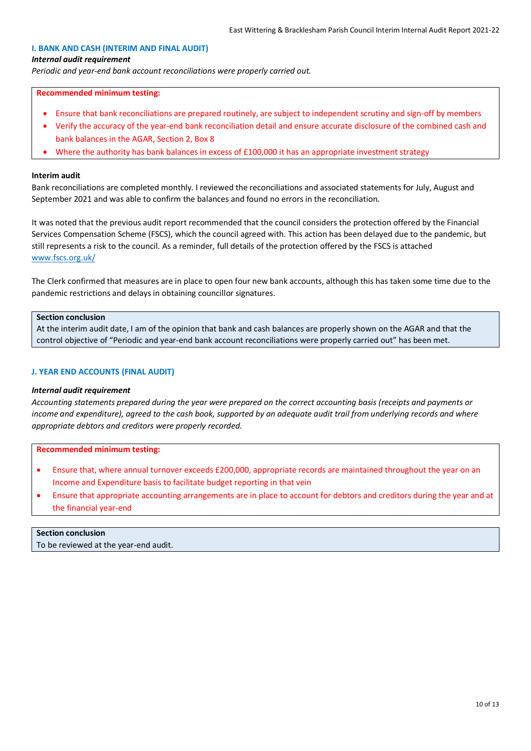### I. BANK AND CASH (INTERIM AND FINAL AUDIT)

***Internal audit requirement***

*Periodic and year-end bank account reconciliations were properly carried out.*

**Recommended minimum testing:**

- Ensure that bank reconciliations are prepared routinely, are subject to independent scrutiny and sign-off by members
- Verify the accuracy of the year-end bank reconciliation detail and ensure accurate disclosure of the combined cash and bank balances in the AGAR, Section 2, Box 8
- Where the authority has bank balances in excess of £100,000 it has an appropriate investment strategy

**Interim audit**

Bank reconciliations are completed monthly. I reviewed the reconciliations and associated statements for July, August and September 2021 and was able to confirm the balances and found no errors in the reconciliation.

It was noted that the previous audit report recommended that the council considers the protection offered by the Financial Services Compensation Scheme (FSCS), which the council agreed with. This action has been delayed due to the pandemic, but still represents a risk to the council. As a reminder, full details of the protection offered by the FSCS is attached www.fscs.org.uk/

The Clerk confirmed that measures are in place to open four new bank accounts, although this has taken some time due to the pandemic restrictions and delays in obtaining councillor signatures.

**Section conclusion**

At the interim audit date, I am of the opinion that bank and cash balances are properly shown on the AGAR and that the control objective of "Periodic and year-end bank account reconciliations were properly carried out" has been met.

### J. YEAR END ACCOUNTS (FINAL AUDIT)

***Internal audit requirement***

*Accounting statements prepared during the year were prepared on the correct accounting basis (receipts and payments or income and expenditure), agreed to the cash book, supported by an adequate audit trail from underlying records and where appropriate debtors and creditors were properly recorded.*

**Recommended minimum testing:**

- Ensure that, where annual turnover exceeds £200,000, appropriate records are maintained throughout the year on an Income and Expenditure basis to facilitate budget reporting in that vein
- Ensure that appropriate accounting arrangements are in place to account for debtors and creditors during the year and at the financial year-end

**Section conclusion**

To be reviewed at the year-end audit.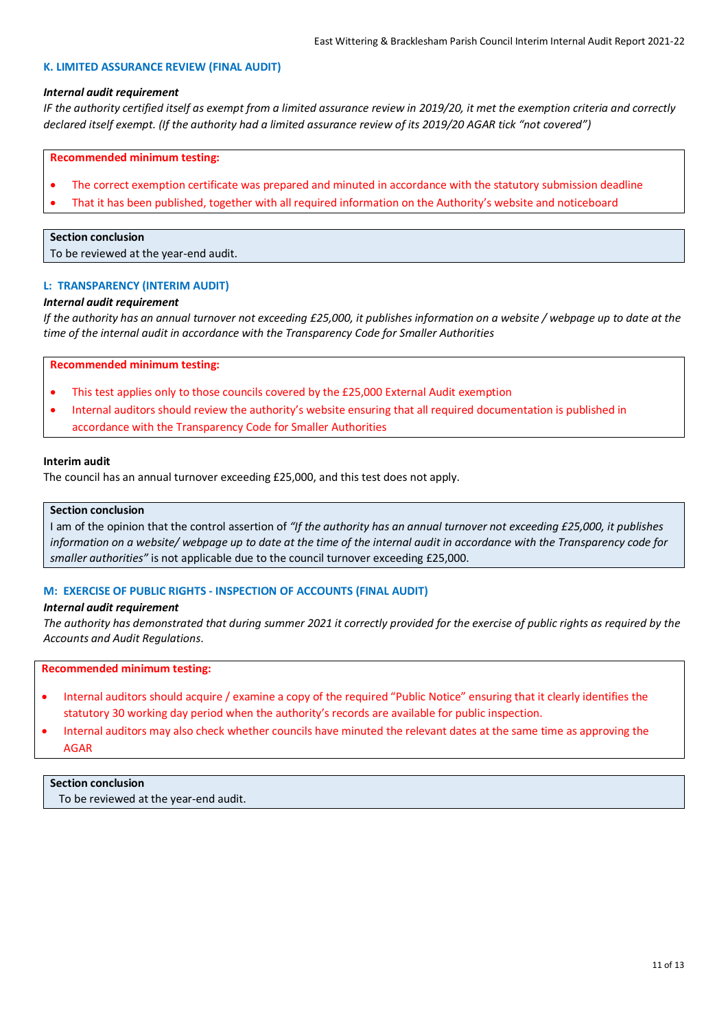### K. LIMITED ASSURANCE REVIEW (FINAL AUDIT)

***Internal audit requirement***

*IF the authority certified itself as exempt from a limited assurance review in 2019/20, it met the exemption criteria and correctly declared itself exempt. (If the authority had a limited assurance review of its 2019/20 AGAR tick "not covered")*

**Recommended minimum testing:**

- The correct exemption certificate was prepared and minuted in accordance with the statutory submission deadline
- That it has been published, together with all required information on the Authority's website and noticeboard

**Section conclusion**

To be reviewed at the year-end audit.

### L: TRANSPARENCY (INTERIM AUDIT)

***Internal audit requirement***

*If the authority has an annual turnover not exceeding £25,000, it publishes information on a website / webpage up to date at the time of the internal audit in accordance with the Transparency Code for Smaller Authorities*

**Recommended minimum testing:**

- This test applies only to those councils covered by the £25,000 External Audit exemption
- Internal auditors should review the authority's website ensuring that all required documentation is published in accordance with the Transparency Code for Smaller Authorities

**Interim audit**

The council has an annual turnover exceeding £25,000, and this test does not apply.

**Section conclusion**

I am of the opinion that the control assertion of *"If the authority has an annual turnover not exceeding £25,000, it publishes information on a website/ webpage up to date at the time of the internal audit in accordance with the Transparency code for smaller authorities"* is not applicable due to the council turnover exceeding £25,000.

### M: EXERCISE OF PUBLIC RIGHTS - INSPECTION OF ACCOUNTS (FINAL AUDIT)

***Internal audit requirement***

*The authority has demonstrated that during summer 2021 it correctly provided for the exercise of public rights as required by the Accounts and Audit Regulations.*

**Recommended minimum testing:**

- Internal auditors should acquire / examine a copy of the required "Public Notice" ensuring that it clearly identifies the statutory 30 working day period when the authority's records are available for public inspection.
- Internal auditors may also check whether councils have minuted the relevant dates at the same time as approving the AGAR

**Section conclusion**

To be reviewed at the year-end audit.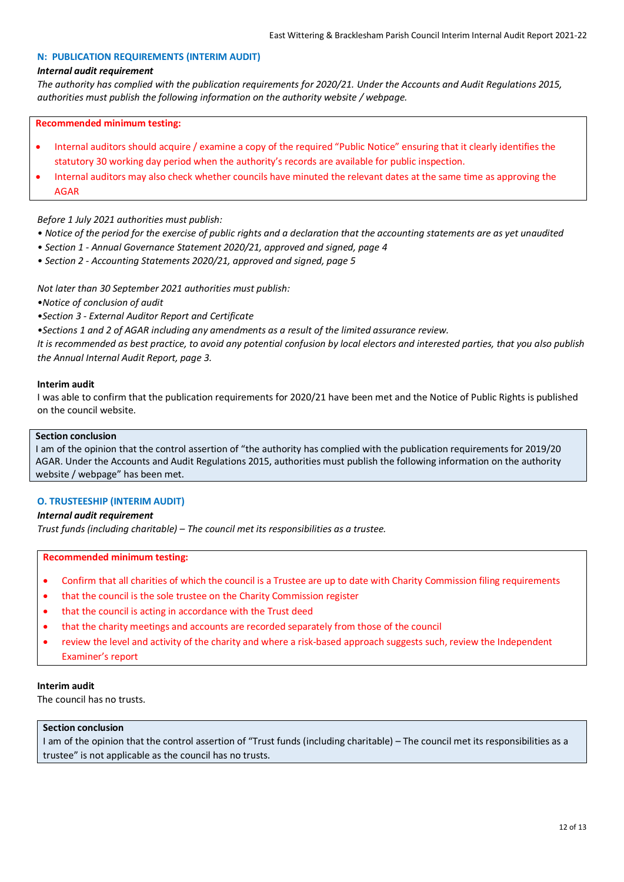### N: PUBLICATION REQUIREMENTS (INTERIM AUDIT)

***Internal audit requirement***

*The authority has complied with the publication requirements for 2020/21. Under the Accounts and Audit Regulations 2015, authorities must publish the following information on the authority website / webpage.*

**Recommended minimum testing:**

- Internal auditors should acquire / examine a copy of the required "Public Notice" ensuring that it clearly identifies the statutory 30 working day period when the authority's records are available for public inspection.
- Internal auditors may also check whether councils have minuted the relevant dates at the same time as approving the AGAR

*Before 1 July 2021 authorities must publish:*

*• Notice of the period for the exercise of public rights and a declaration that the accounting statements are as yet unaudited*
*• Section 1 - Annual Governance Statement 2020/21, approved and signed, page 4*
*• Section 2 - Accounting Statements 2020/21, approved and signed, page 5*

*Not later than 30 September 2021 authorities must publish:*

*•Notice of conclusion of audit*
*•Section 3 - External Auditor Report and Certificate*
*•Sections 1 and 2 of AGAR including any amendments as a result of the limited assurance review.*
*It is recommended as best practice, to avoid any potential confusion by local electors and interested parties, that you also publish the Annual Internal Audit Report, page 3.*

**Interim audit**

I was able to confirm that the publication requirements for 2020/21 have been met and the Notice of Public Rights is published on the council website.

**Section conclusion**

I am of the opinion that the control assertion of "the authority has complied with the publication requirements for 2019/20 AGAR. Under the Accounts and Audit Regulations 2015, authorities must publish the following information on the authority website / webpage" has been met.

### O. TRUSTEESHIP (INTERIM AUDIT)

***Internal audit requirement***

*Trust funds (including charitable) – The council met its responsibilities as a trustee.*

**Recommended minimum testing:**

- Confirm that all charities of which the council is a Trustee are up to date with Charity Commission filing requirements
- that the council is the sole trustee on the Charity Commission register
- that the council is acting in accordance with the Trust deed
- that the charity meetings and accounts are recorded separately from those of the council
- review the level and activity of the charity and where a risk-based approach suggests such, review the Independent Examiner's report

**Interim audit**

The council has no trusts.

**Section conclusion**

I am of the opinion that the control assertion of "Trust funds (including charitable) – The council met its responsibilities as a trustee" is not applicable as the council has no trusts.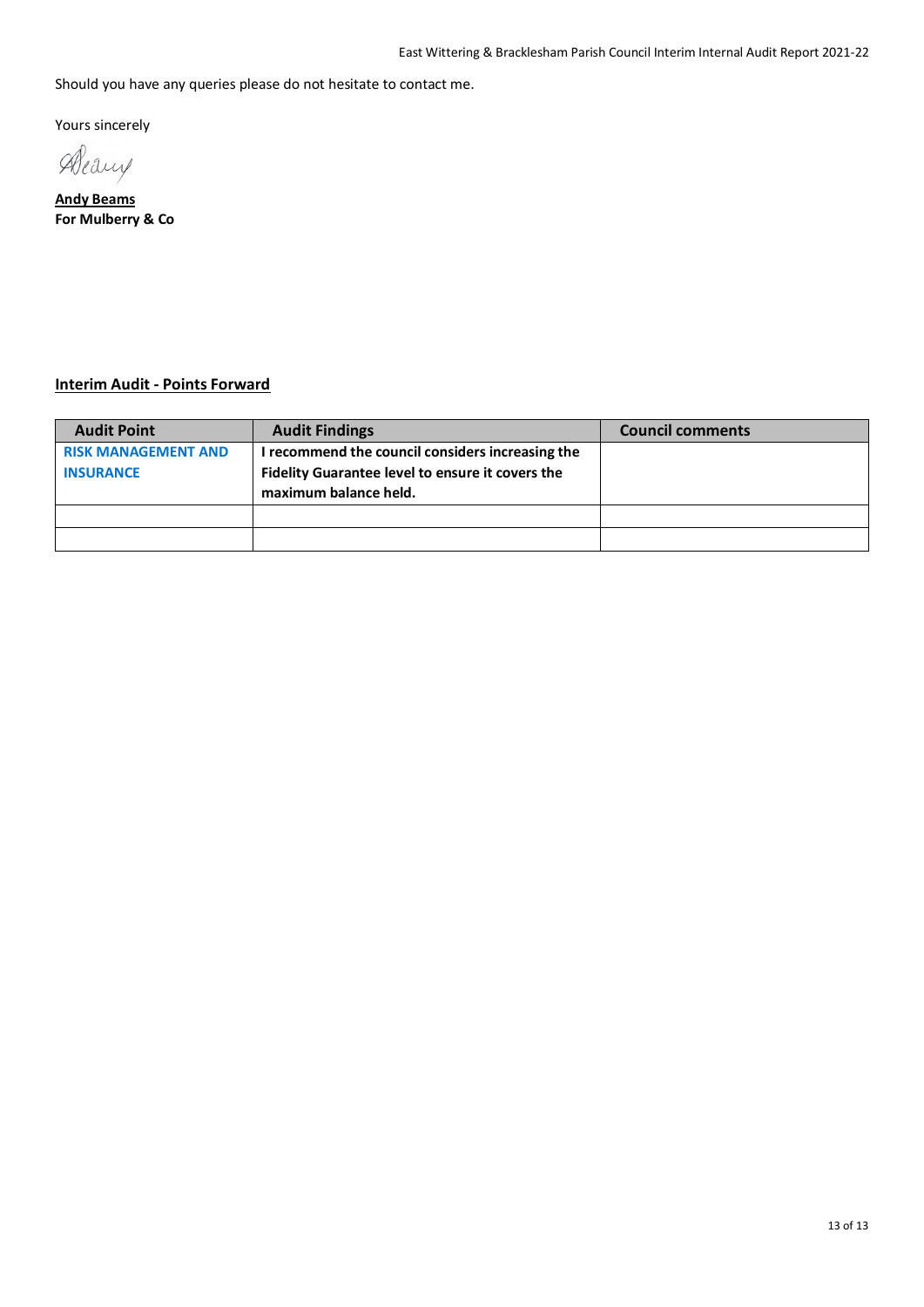Should you have any queries please do not hesitate to contact me.

Yours sincerely

**Andy Beams**
**For Mulberry & Co**

## Interim Audit - Points Forward

| Audit Point | Audit Findings | Council comments |
| --- | --- | --- |
| RISK MANAGEMENT AND INSURANCE | **I recommend the council considers increasing the Fidelity Guarantee level to ensure it covers the maximum balance held.** | |
| | | |
| | | |